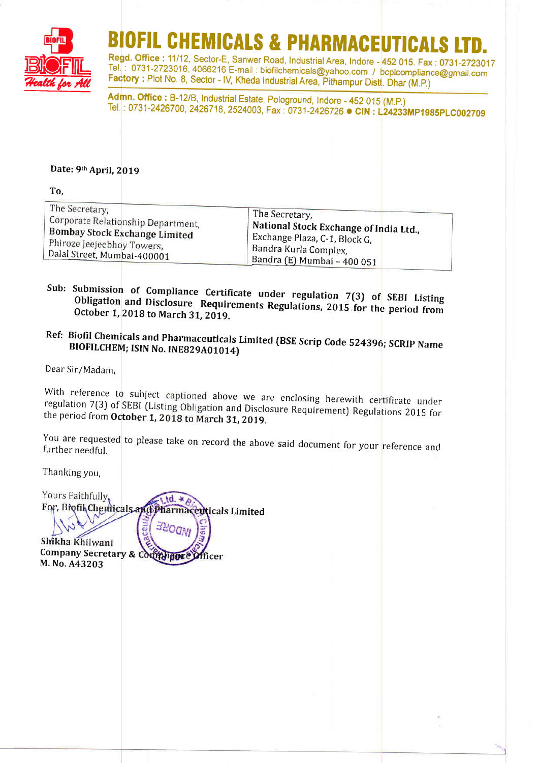# BIOFIL CHEMICALS & PHARMACEUTICALS LTD.

**Regd. Office :** 11/12, Sector-E, Sanwer Road, Industrial Area, Indore - 452 015. Fax : 0731-2723017
Tel. : 0731-2723016, 4066216 E-mail : biofilchemicals@yahoo.com / bcplcompliance@gmail.com
**Factory :** Plot No. 8, Sector - IV, Kheda Industrial Area, Pithampur Distt. Dhar (M.P.)

**Admn. Office :** B-12/B, Industrial Estate, Pologround, Indore - 452 015 (M.P.)
Tel. : 0731-2426700, 2426718, 2524003, Fax : 0731-2426726 ● **CIN : L24233MP1985PLC002709**

**Date: 9th April, 2019**

**To,**

| The Secretary,<br>Corporate Relationship Department,<br>**Bombay Stock Exchange Limited**<br>Phiroze Jeejeebhoy Towers,<br>Dalal Street, Mumbai-400001 | The Secretary,<br>**National Stock Exchange of India Ltd.,**<br>Exchange Plaza, C-1, Block G,<br>Bandra Kurla Complex,<br>Bandra (E) Mumbai – 400 051 |
|---|---|

**Sub: Submission of Compliance Certificate under regulation 7(3) of SEBI Listing Obligation and Disclosure Requirements Regulations, 2015 for the period from October 1, 2018 to March 31, 2019.**

**Ref: Biofil Chemicals and Pharmaceuticals Limited (BSE Scrip Code 524396; SCRIP Name BIOFILCHEM; ISIN No. INE829A01014)**

Dear Sir/Madam,

With reference to subject captioned above we are enclosing herewith certificate under regulation 7(3) of SEBI (Listing Obligation and Disclosure Requirement) Regulations 2015 for the period from **October 1, 2018 to March 31, 2019.**

You are requested to please take on record the above said document for your reference and further needful.

Thanking you,

Yours Faithfully,
**For, Biofil Chemicals and Pharmaceuticals Limited**

Shikha Khilwani
**Company Secretary & Compliance Officer**
**M. No. A43203**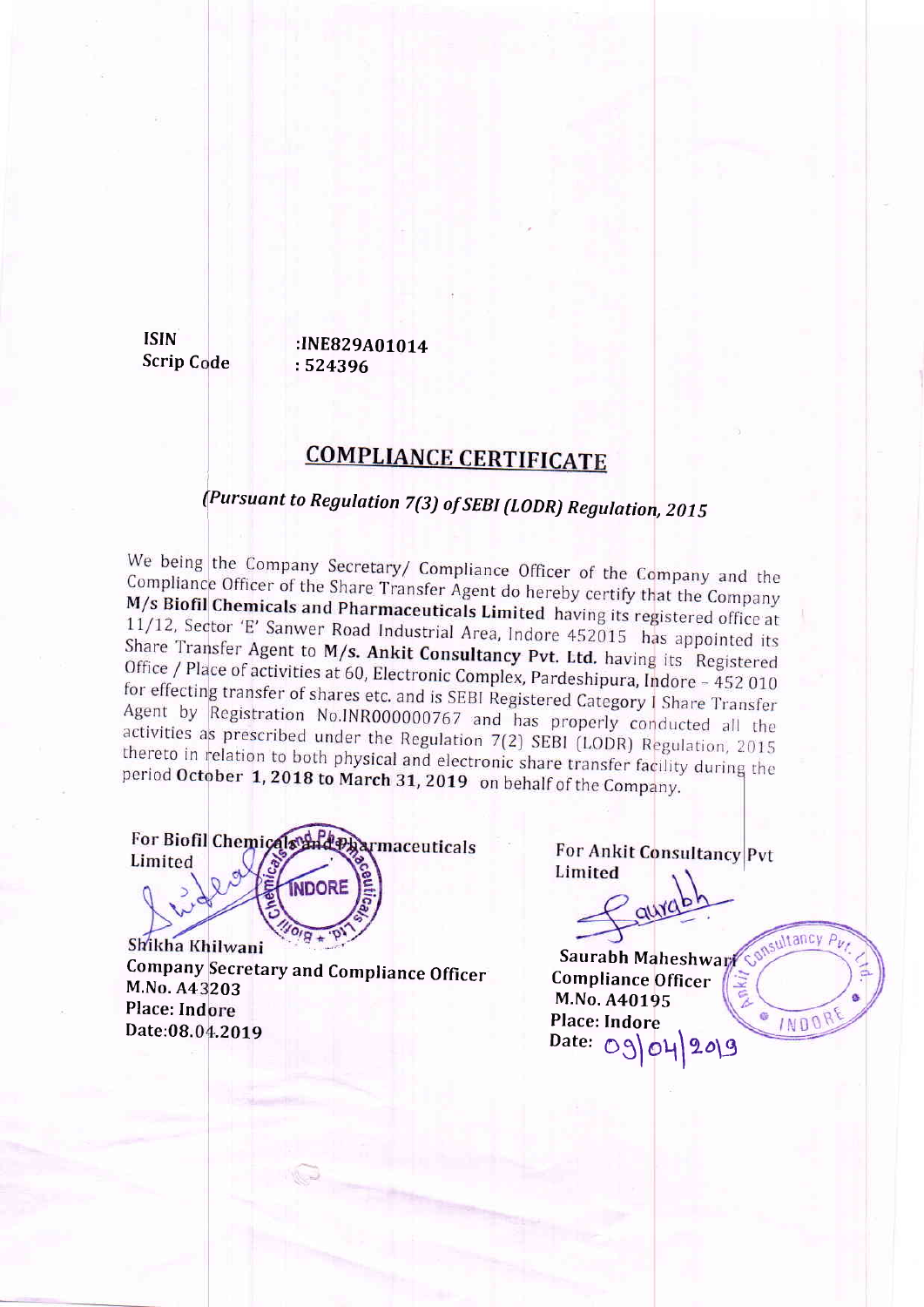ISIN :INE829A01014
Scrip Code : 524396

# COMPLIANCE CERTIFICATE

## *(Pursuant to Regulation 7(3) of SEBI (LODR) Regulation, 2015*

We being the Company Secretary/ Compliance Officer of the Company and the Compliance Officer of the Share Transfer Agent do hereby certify that the Company **M/s Biofil Chemicals and Pharmaceuticals Limited** having its registered office at 11/12, Sector 'E' Sanwer Road Industrial Area, Indore 452015 has appointed its Share Transfer Agent to **M/s. Ankit Consultancy Pvt. Ltd.** having its Registered Office / Place of activities at 60, Electronic Complex, Pardeshipura, Indore – 452 010 for effecting transfer of shares etc. and is SEBI Registered Category I Share Transfer Agent by Registration No.INR000000767 and has properly conducted all the activities as prescribed under the Regulation 7(2) SEBI (LODR) Regulation, 2015 thereto in relation to both physical and electronic share transfer facility during the period **October 1, 2018 to March 31, 2019** on behalf of the Company.

**For Biofil Chemicals and Pharmaceuticals Limited**

**Shikha Khilwani**
**Company Secretary and Compliance Officer**
**M.No. A43203**
**Place: Indore**
**Date:08.04.2019**

**For Ankit Consultancy Pvt Limited**

**Saurabh Maheshwari**
**Compliance Officer**
**M.No. A40195**
**Place: Indore**
**Date:** 09/04/2019